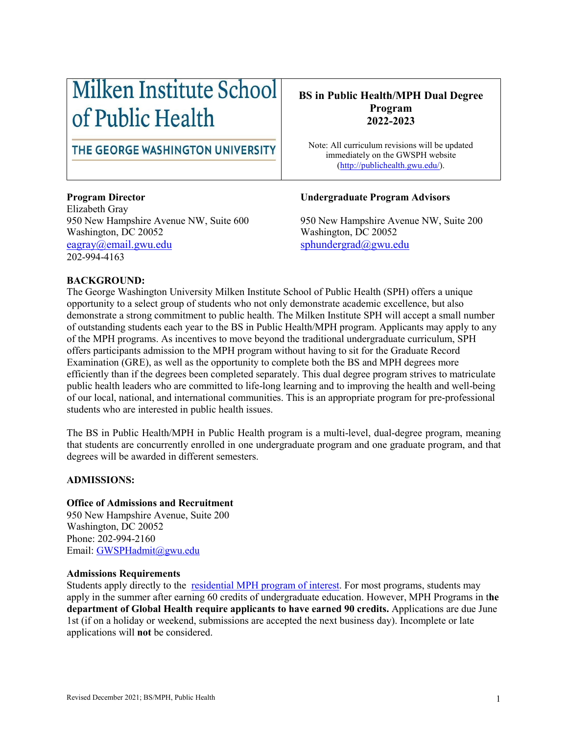# Milken Institute School of Public Health

**THE GEORGE WASHINGTON UNIVERSITY**

## BS in Public Health/MPH Dual Degree Program 2022-2023

Note: All curriculum revisions will be updated immediately on the GWSPH website (http://publichealth.gwu.edu/).

**Program Director**
Elizabeth Gray
950 New Hampshire Avenue NW, Suite 600
Washington, DC 20052
eagray@email.gwu.edu
202-994-4163

**Undergraduate Program Advisors**

950 New Hampshire Avenue NW, Suite 200
Washington, DC 20052
sphundergrad@gwu.edu

**BACKGROUND:**

The George Washington University Milken Institute School of Public Health (SPH) offers a unique opportunity to a select group of students who not only demonstrate academic excellence, but also demonstrate a strong commitment to public health. The Milken Institute SPH will accept a small number of outstanding students each year to the BS in Public Health/MPH program. Applicants may apply to any of the MPH programs. As incentives to move beyond the traditional undergraduate curriculum, SPH offers participants admission to the MPH program without having to sit for the Graduate Record Examination (GRE), as well as the opportunity to complete both the BS and MPH degrees more efficiently than if the degrees been completed separately. This dual degree program strives to matriculate public health leaders who are committed to life-long learning and to improving the health and well-being of our local, national, and international communities. This is an appropriate program for pre-professional students who are interested in public health issues.

The BS in Public Health/MPH in Public Health program is a multi-level, dual-degree program, meaning that students are concurrently enrolled in one undergraduate program and one graduate program, and that degrees will be awarded in different semesters.

**ADMISSIONS:**

**Office of Admissions and Recruitment**
950 New Hampshire Avenue, Suite 200
Washington, DC 20052
Phone: 202-994-2160
Email: GWSPHadmit@gwu.edu

**Admissions Requirements**

Students apply directly to the residential MPH program of interest. For most programs, students may apply in the summer after earning 60 credits of undergraduate education. However, MPH Programs in t**he department of Global Health require applicants to have earned 90 credits.** Applications are due June 1st (if on a holiday or weekend, submissions are accepted the next business day). Incomplete or late applications will **not** be considered.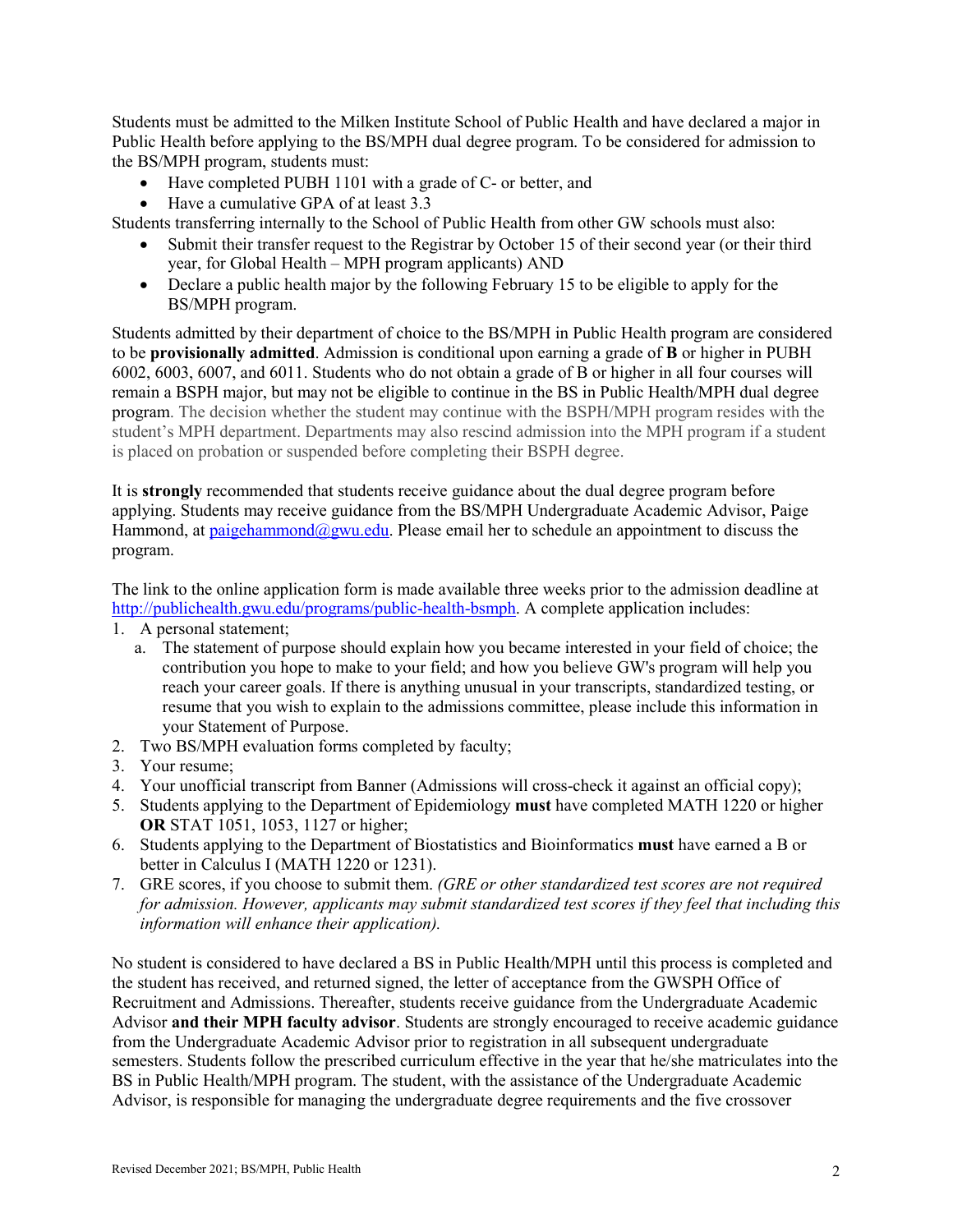Students must be admitted to the Milken Institute School of Public Health and have declared a major in Public Health before applying to the BS/MPH dual degree program. To be considered for admission to the BS/MPH program, students must:

- Have completed PUBH 1101 with a grade of C- or better, and
- Have a cumulative GPA of at least 3.3

Students transferring internally to the School of Public Health from other GW schools must also:

- Submit their transfer request to the Registrar by October 15 of their second year (or their third year, for Global Health – MPH program applicants) AND
- Declare a public health major by the following February 15 to be eligible to apply for the BS/MPH program.

Students admitted by their department of choice to the BS/MPH in Public Health program are considered to be **provisionally admitted**. Admission is conditional upon earning a grade of **B** or higher in PUBH 6002, 6003, 6007, and 6011. Students who do not obtain a grade of B or higher in all four courses will remain a BSPH major, but may not be eligible to continue in the BS in Public Health/MPH dual degree program. The decision whether the student may continue with the BSPH/MPH program resides with the student's MPH department. Departments may also rescind admission into the MPH program if a student is placed on probation or suspended before completing their BSPH degree.

It is **strongly** recommended that students receive guidance about the dual degree program before applying. Students may receive guidance from the BS/MPH Undergraduate Academic Advisor, Paige Hammond, at paigehammond@gwu.edu. Please email her to schedule an appointment to discuss the program.

The link to the online application form is made available three weeks prior to the admission deadline at http://publichealth.gwu.edu/programs/public-health-bsmph. A complete application includes:

1. A personal statement;
   a. The statement of purpose should explain how you became interested in your field of choice; the contribution you hope to make to your field; and how you believe GW's program will help you reach your career goals. If there is anything unusual in your transcripts, standardized testing, or resume that you wish to explain to the admissions committee, please include this information in your Statement of Purpose.
2. Two BS/MPH evaluation forms completed by faculty;
3. Your resume;
4. Your unofficial transcript from Banner (Admissions will cross-check it against an official copy);
5. Students applying to the Department of Epidemiology **must** have completed MATH 1220 or higher **OR** STAT 1051, 1053, 1127 or higher;
6. Students applying to the Department of Biostatistics and Bioinformatics **must** have earned a B or better in Calculus I (MATH 1220 or 1231).
7. GRE scores, if you choose to submit them. *(GRE or other standardized test scores are not required for admission. However, applicants may submit standardized test scores if they feel that including this information will enhance their application).*

No student is considered to have declared a BS in Public Health/MPH until this process is completed and the student has received, and returned signed, the letter of acceptance from the GWSPH Office of Recruitment and Admissions. Thereafter, students receive guidance from the Undergraduate Academic Advisor **and their MPH faculty advisor**. Students are strongly encouraged to receive academic guidance from the Undergraduate Academic Advisor prior to registration in all subsequent undergraduate semesters. Students follow the prescribed curriculum effective in the year that he/she matriculates into the BS in Public Health/MPH program. The student, with the assistance of the Undergraduate Academic Advisor, is responsible for managing the undergraduate degree requirements and the five crossover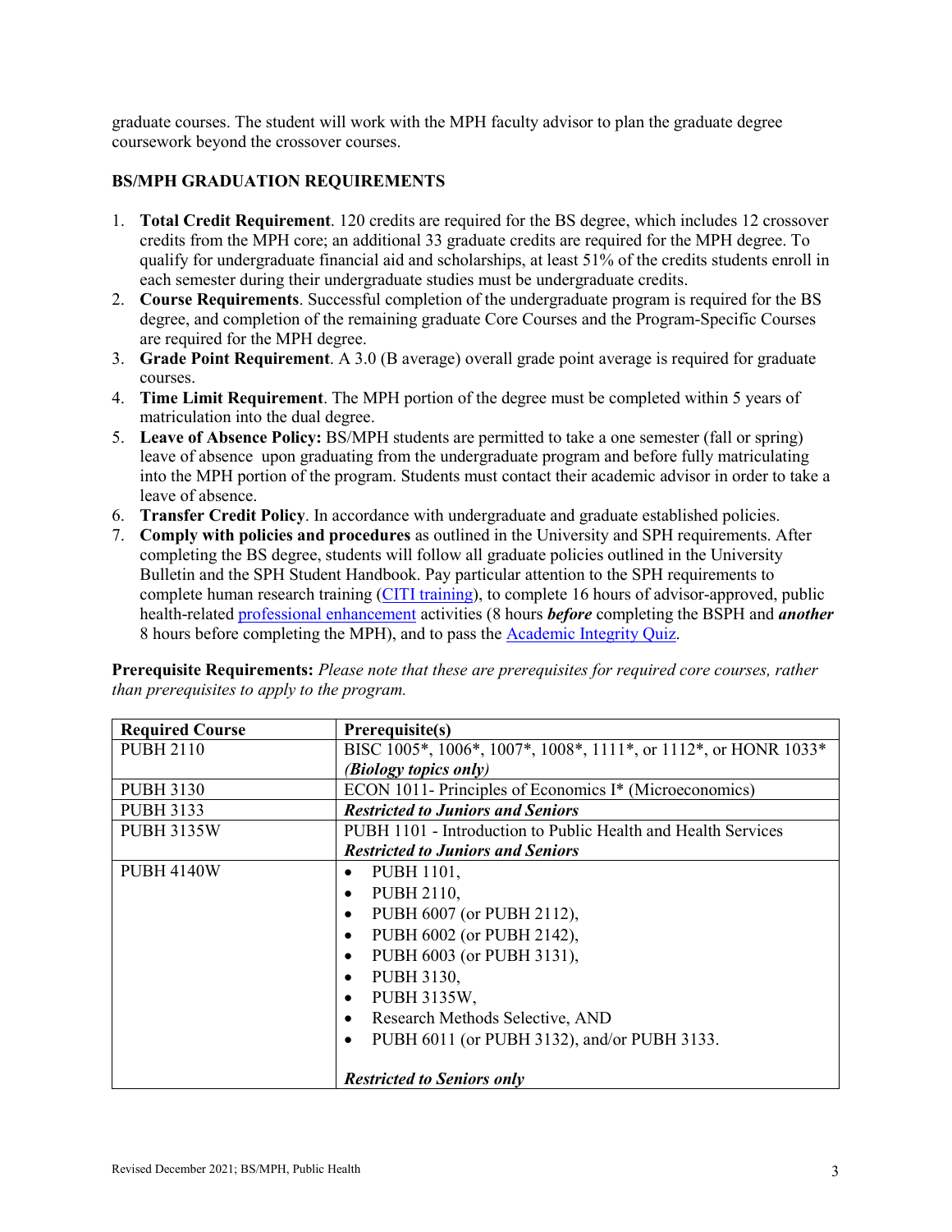graduate courses. The student will work with the MPH faculty advisor to plan the graduate degree coursework beyond the crossover courses.

**BS/MPH GRADUATION REQUIREMENTS**

1. **Total Credit Requirement**. 120 credits are required for the BS degree, which includes 12 crossover credits from the MPH core; an additional 33 graduate credits are required for the MPH degree. To qualify for undergraduate financial aid and scholarships, at least 51% of the credits students enroll in each semester during their undergraduate studies must be undergraduate credits.
2. **Course Requirements**. Successful completion of the undergraduate program is required for the BS degree, and completion of the remaining graduate Core Courses and the Program-Specific Courses are required for the MPH degree.
3. **Grade Point Requirement**. A 3.0 (B average) overall grade point average is required for graduate courses.
4. **Time Limit Requirement**. The MPH portion of the degree must be completed within 5 years of matriculation into the dual degree.
5. **Leave of Absence Policy:** BS/MPH students are permitted to take a one semester (fall or spring) leave of absence upon graduating from the undergraduate program and before fully matriculating into the MPH portion of the program. Students must contact their academic advisor in order to take a leave of absence.
6. **Transfer Credit Policy**. In accordance with undergraduate and graduate established policies.
7. **Comply with policies and procedures** as outlined in the University and SPH requirements. After completing the BS degree, students will follow all graduate policies outlined in the University Bulletin and the SPH Student Handbook. Pay particular attention to the SPH requirements to complete human research training (CITI training), to complete 16 hours of advisor-approved, public health-related professional enhancement activities (8 hours ***before*** completing the BSPH and ***another*** 8 hours before completing the MPH), and to pass the Academic Integrity Quiz.

**Prerequisite Requirements:** *Please note that these are prerequisites for required core courses, rather than prerequisites to apply to the program.*

| Required Course | Prerequisite(s) |
|---|---|
| PUBH 2110 | BISC 1005*, 1006*, 1007*, 1008*, 1111*, or 1112*, or HONR 1033* ***(Biology topics only)*** |
| PUBH 3130 | ECON 1011- Principles of Economics I* (Microeconomics) |
| PUBH 3133 | ***Restricted to Juniors and Seniors*** |
| PUBH 3135W | PUBH 1101 - Introduction to Public Health and Health Services<br>***Restricted to Juniors and Seniors*** |
| PUBH 4140W | • PUBH 1101,<br>• PUBH 2110,<br>• PUBH 6007 (or PUBH 2112),<br>• PUBH 6002 (or PUBH 2142),<br>• PUBH 6003 (or PUBH 3131),<br>• PUBH 3130,<br>• PUBH 3135W,<br>• Research Methods Selective, AND<br>• PUBH 6011 (or PUBH 3132), and/or PUBH 3133.<br><br>***Restricted to Seniors only*** |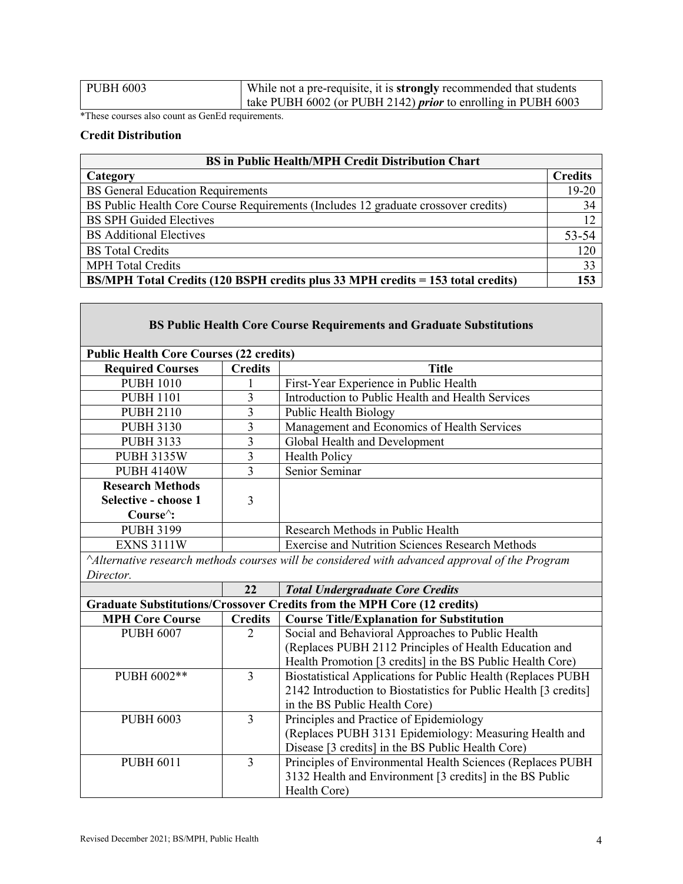| PUBH 6003 | While not a pre-requisite, it is **strongly** recommended that students take PUBH 6002 (or PUBH 2142) ***prior*** to enrolling in PUBH 6003 |
|---|---|

*These courses also count as GenEd requirements.

### Credit Distribution

| BS in Public Health/MPH Credit Distribution Chart | |
|---|---|
| **Category** | **Credits** |
| BS General Education Requirements | 19-20 |
| BS Public Health Core Course Requirements (Includes 12 graduate crossover credits) | 34 |
| BS SPH Guided Electives | 12 |
| BS Additional Electives | 53-54 |
| BS Total Credits | 120 |
| MPH Total Credits | 33 |
| **BS/MPH Total Credits (120 BSPH credits plus 33 MPH credits = 153 total credits)** | **153** |

| BS Public Health Core Course Requirements and Graduate Substitutions | | |
|---|---|---|
| **Public Health Core Courses (22 credits)** | | |
| **Required Courses** | **Credits** | **Title** |
| PUBH 1010 | 1 | First-Year Experience in Public Health |
| PUBH 1101 | 3 | Introduction to Public Health and Health Services |
| PUBH 2110 | 3 | Public Health Biology |
| PUBH 3130 | 3 | Management and Economics of Health Services |
| PUBH 3133 | 3 | Global Health and Development |
| PUBH 3135W | 3 | Health Policy |
| PUBH 4140W | 3 | Senior Seminar |
| **Research Methods Selective - choose 1 Course^:** | 3 | |
| PUBH 3199 | | Research Methods in Public Health |
| EXNS 3111W | | Exercise and Nutrition Sciences Research Methods |
| *^Alternative research methods courses will be considered with advanced approval of the Program Director.* | | |
| | **22** | ***Total Undergraduate Core Credits*** |
| **Graduate Substitutions/Crossover Credits from the MPH Core (12 credits)** | | |
| **MPH Core Course** | **Credits** | **Course Title/Explanation for Substitution** |
| PUBH 6007 | 2 | Social and Behavioral Approaches to Public Health (Replaces PUBH 2112 Principles of Health Education and Health Promotion [3 credits] in the BS Public Health Core) |
| PUBH 6002** | 3 | Biostatistical Applications for Public Health (Replaces PUBH 2142 Introduction to Biostatistics for Public Health [3 credits] in the BS Public Health Core) |
| PUBH 6003 | 3 | Principles and Practice of Epidemiology (Replaces PUBH 3131 Epidemiology: Measuring Health and Disease [3 credits] in the BS Public Health Core) |
| PUBH 6011 | 3 | Principles of Environmental Health Sciences (Replaces PUBH 3132 Health and Environment [3 credits] in the BS Public Health Core) |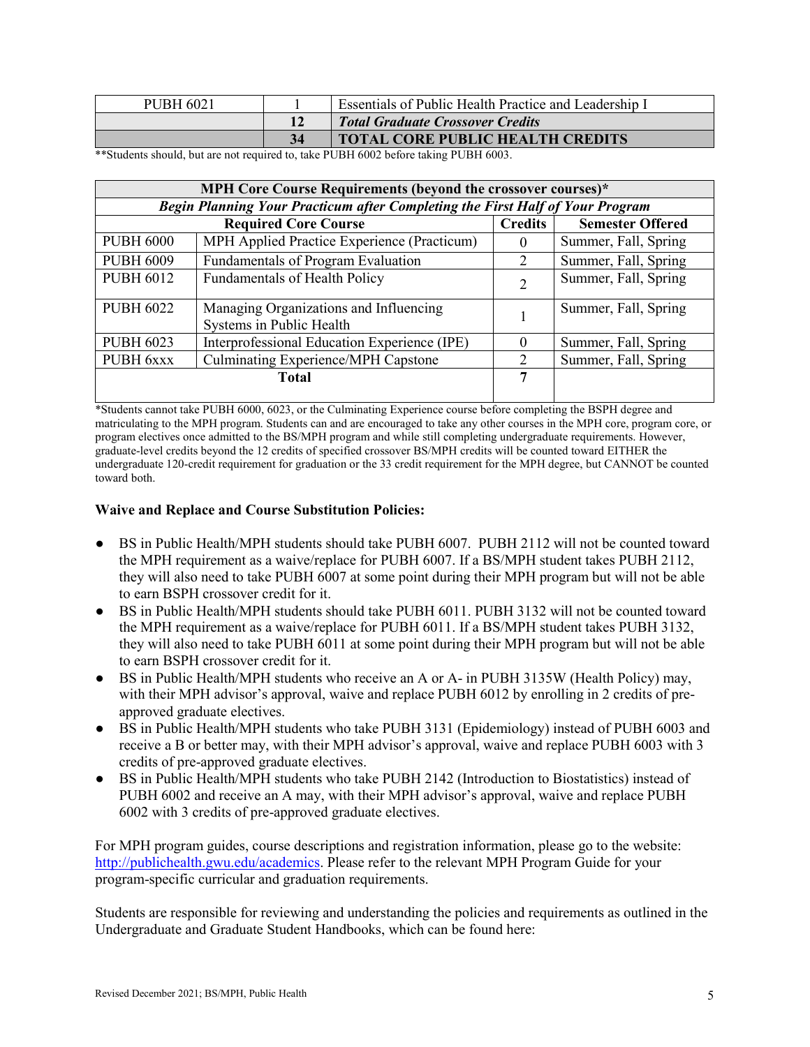| PUBH 6021 | 1 | Essentials of Public Health Practice and Leadership I |
|---|---|---|
| | **12** | ***Total Graduate Crossover Credits*** |
| | **34** | **TOTAL CORE PUBLIC HEALTH CREDITS** |

**Students should, but are not required to, take PUBH 6002 before taking PUBH 6003.

| **MPH Core Course Requirements (beyond the crossover courses)*** | | | |
|---|---|---|---|
| ***Begin Planning Your Practicum after Completing the First Half of Your Program*** | | | |
| **Required Core Course** | | **Credits** | **Semester Offered** |
| PUBH 6000 | MPH Applied Practice Experience (Practicum) | 0 | Summer, Fall, Spring |
| PUBH 6009 | Fundamentals of Program Evaluation | 2 | Summer, Fall, Spring |
| PUBH 6012 | Fundamentals of Health Policy | 2 | Summer, Fall, Spring |
| PUBH 6022 | Managing Organizations and Influencing Systems in Public Health | 1 | Summer, Fall, Spring |
| PUBH 6023 | Interprofessional Education Experience (IPE) | 0 | Summer, Fall, Spring |
| PUBH 6xxx | Culminating Experience/MPH Capstone | 2 | Summer, Fall, Spring |
| **Total** | | **7** | |

*Students cannot take PUBH 6000, 6023, or the Culminating Experience course before completing the BSPH degree and matriculating to the MPH program. Students can and are encouraged to take any other courses in the MPH core, program core, or program electives once admitted to the BS/MPH program and while still completing undergraduate requirements. However, graduate-level credits beyond the 12 credits of specified crossover BS/MPH credits will be counted toward EITHER the undergraduate 120-credit requirement for graduation or the 33 credit requirement for the MPH degree, but CANNOT be counted toward both.

**Waive and Replace and Course Substitution Policies:**

- BS in Public Health/MPH students should take PUBH 6007. PUBH 2112 will not be counted toward the MPH requirement as a waive/replace for PUBH 6007. If a BS/MPH student takes PUBH 2112, they will also need to take PUBH 6007 at some point during their MPH program but will not be able to earn BSPH crossover credit for it.
- BS in Public Health/MPH students should take PUBH 6011. PUBH 3132 will not be counted toward the MPH requirement as a waive/replace for PUBH 6011. If a BS/MPH student takes PUBH 3132, they will also need to take PUBH 6011 at some point during their MPH program but will not be able to earn BSPH crossover credit for it.
- BS in Public Health/MPH students who receive an A or A- in PUBH 3135W (Health Policy) may, with their MPH advisor's approval, waive and replace PUBH 6012 by enrolling in 2 credits of pre-approved graduate electives.
- BS in Public Health/MPH students who take PUBH 3131 (Epidemiology) instead of PUBH 6003 and receive a B or better may, with their MPH advisor's approval, waive and replace PUBH 6003 with 3 credits of pre-approved graduate electives.
- BS in Public Health/MPH students who take PUBH 2142 (Introduction to Biostatistics) instead of PUBH 6002 and receive an A may, with their MPH advisor's approval, waive and replace PUBH 6002 with 3 credits of pre-approved graduate electives.

For MPH program guides, course descriptions and registration information, please go to the website: http://publichealth.gwu.edu/academics. Please refer to the relevant MPH Program Guide for your program-specific curricular and graduation requirements.

Students are responsible for reviewing and understanding the policies and requirements as outlined in the Undergraduate and Graduate Student Handbooks, which can be found here: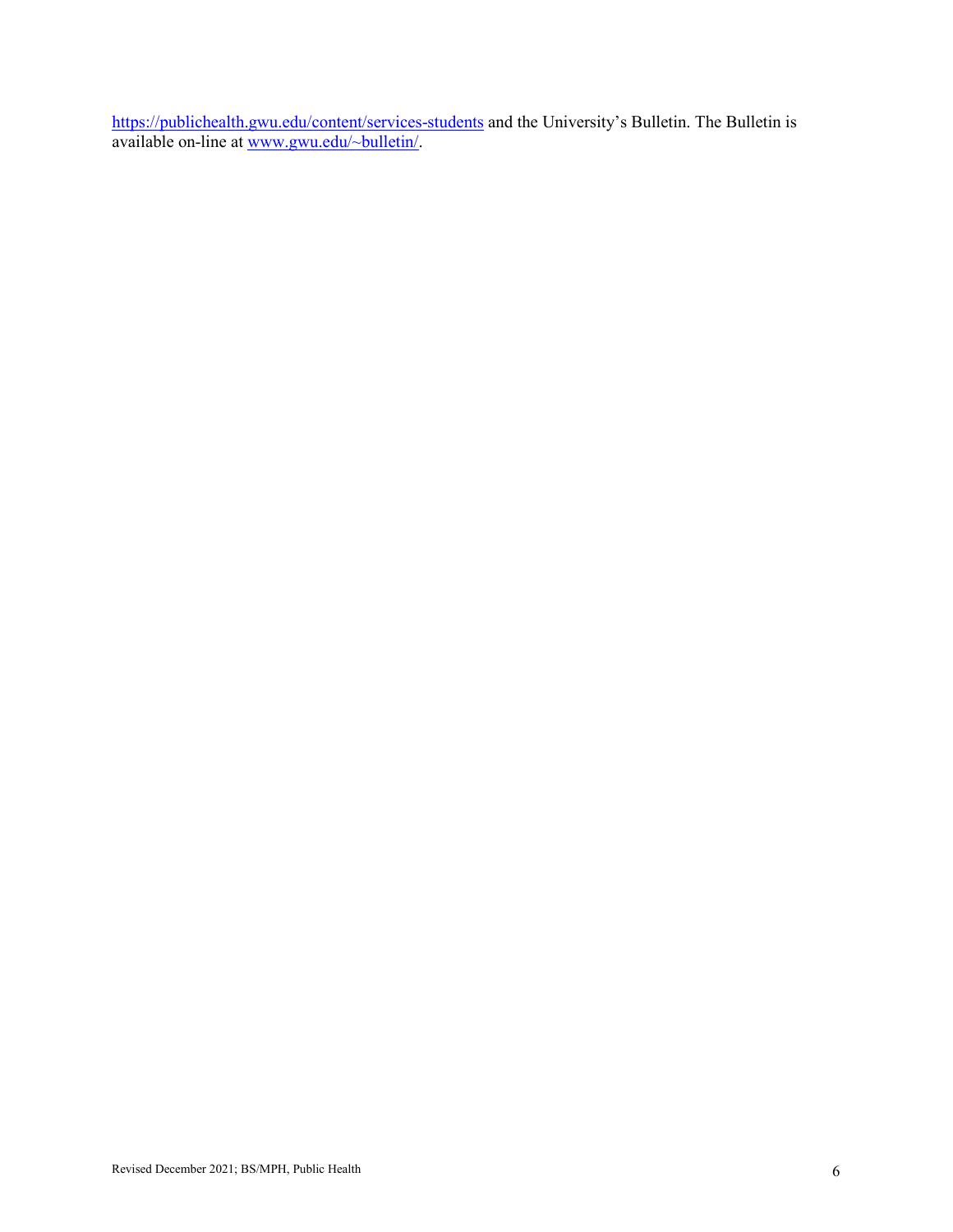https://publichealth.gwu.edu/content/services-students and the University's Bulletin. The Bulletin is available on-line at www.gwu.edu/~bulletin/.